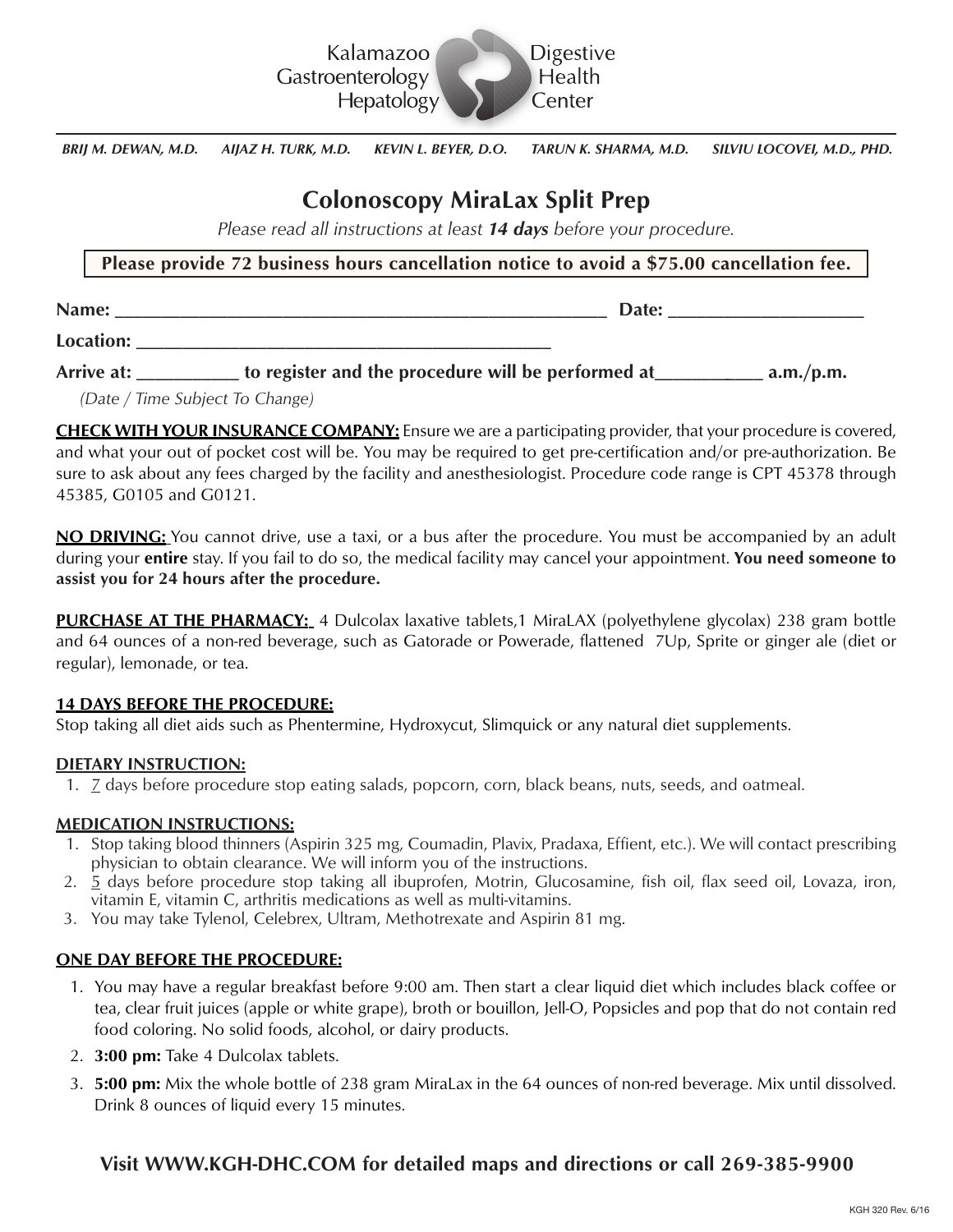Kalamazoo Gastroenterology Hepatology · Digestive Health Center

*BRIJ M. DEWAN, M.D.   AIJAZ H. TURK, M.D.   KEVIN L. BEYER, D.O.   TARUN K. SHARMA, M.D.   SILVIU LOCOVEI, M.D., PHD.*

# Colonoscopy MiraLax Split Prep

*Please read all instructions at least **14 days** before your procedure.*

**Please provide 72 business hours cancellation notice to avoid a $75.00 cancellation fee.**

**Name:** ______________________________________________________ **Date:** ____________________

**Location:** ____________________________________________

**Arrive at:** __________ **to register and the procedure will be performed at**__________ **a.m./p.m.**

*(Date / Time Subject To Change)*

**CHECK WITH YOUR INSURANCE COMPANY:** Ensure we are a participating provider, that your procedure is covered, and what your out of pocket cost will be. You may be required to get pre-certification and/or pre-authorization. Be sure to ask about any fees charged by the facility and anesthesiologist. Procedure code range is CPT 45378 through 45385, G0105 and G0121.

**NO DRIVING:** You cannot drive, use a taxi, or a bus after the procedure. You must be accompanied by an adult during your **entire** stay. If you fail to do so, the medical facility may cancel your appointment. **You need someone to assist you for 24 hours after the procedure.**

**PURCHASE AT THE PHARMACY:** 4 Dulcolax laxative tablets,1 MiraLAX (polyethylene glycolax) 238 gram bottle and 64 ounces of a non-red beverage, such as Gatorade or Powerade, flattened 7Up, Sprite or ginger ale (diet or regular), lemonade, or tea.

## 14 DAYS BEFORE THE PROCEDURE:

Stop taking all diet aids such as Phentermine, Hydroxycut, Slimquick or any natural diet supplements.

## DIETARY INSTRUCTION:

1. 7 days before procedure stop eating salads, popcorn, corn, black beans, nuts, seeds, and oatmeal.

## MEDICATION INSTRUCTIONS:

1. Stop taking blood thinners (Aspirin 325 mg, Coumadin, Plavix, Pradaxa, Effient, etc.). We will contact prescribing physician to obtain clearance. We will inform you of the instructions.
2. 5 days before procedure stop taking all ibuprofen, Motrin, Glucosamine, fish oil, flax seed oil, Lovaza, iron, vitamin E, vitamin C, arthritis medications as well as multi-vitamins.
3. You may take Tylenol, Celebrex, Ultram, Methotrexate and Aspirin 81 mg.

## ONE DAY BEFORE THE PROCEDURE:

1. You may have a regular breakfast before 9:00 am. Then start a clear liquid diet which includes black coffee or tea, clear fruit juices (apple or white grape), broth or bouillon, Jell-O, Popsicles and pop that do not contain red food coloring. No solid foods, alcohol, or dairy products.
2. **3:00 pm:** Take 4 Dulcolax tablets.
3. **5:00 pm:** Mix the whole bottle of 238 gram MiraLax in the 64 ounces of non-red beverage. Mix until dissolved. Drink 8 ounces of liquid every 15 minutes.

**Visit WWW.KGH-DHC.COM for detailed maps and directions or call 269-385-9900**

KGH 320 Rev. 6/16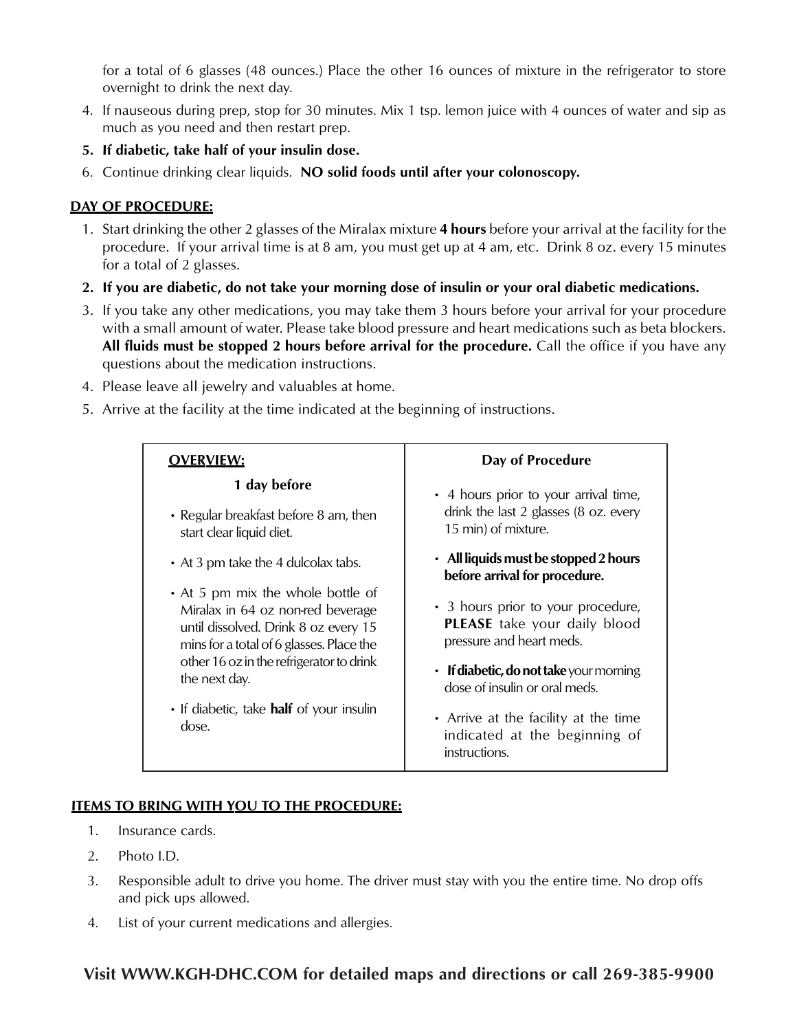for a total of 6 glasses (48 ounces.) Place the other 16 ounces of mixture in the refrigerator to store overnight to drink the next day.

4. If nauseous during prep, stop for 30 minutes. Mix 1 tsp. lemon juice with 4 ounces of water and sip as much as you need and then restart prep.
5. **If diabetic, take half of your insulin dose.**
6. Continue drinking clear liquids. **NO solid foods until after your colonoscopy.**

**DAY OF PROCEDURE:**

1. Start drinking the other 2 glasses of the Miralax mixture **4 hours** before your arrival at the facility for the procedure. If your arrival time is at 8 am, you must get up at 4 am, etc. Drink 8 oz. every 15 minutes for a total of 2 glasses.
2. **If you are diabetic, do not take your morning dose of insulin or your oral diabetic medications.**
3. If you take any other medications, you may take them 3 hours before your arrival for your procedure with a small amount of water. Please take blood pressure and heart medications such as beta blockers. **All fluids must be stopped 2 hours before arrival for the procedure.** Call the office if you have any questions about the medication instructions.
4. Please leave all jewelry and valuables at home.
5. Arrive at the facility at the time indicated at the beginning of instructions.

| **OVERVIEW:** **1 day before** | **Day of Procedure** |
|---|---|
| • Regular breakfast before 8 am, then start clear liquid diet. | • 4 hours prior to your arrival time, drink the last 2 glasses (8 oz. every 15 min) of mixture. |
| • At 3 pm take the 4 dulcolax tabs. | • **All liquids must be stopped 2 hours before arrival for procedure.** |
| • At 5 pm mix the whole bottle of Miralax in 64 oz non-red beverage until dissolved. Drink 8 oz every 15 mins for a total of 6 glasses. Place the other 16 oz in the refrigerator to drink the next day. | • 3 hours prior to your procedure, **PLEASE** take your daily blood pressure and heart meds. |
| • If diabetic, take **half** of your insulin dose. | • **If diabetic, do not take** your morning dose of insulin or oral meds. |
| | • Arrive at the facility at the time indicated at the beginning of instructions. |

**ITEMS TO BRING WITH YOU TO THE PROCEDURE:**

1. Insurance cards.
2. Photo I.D.
3. Responsible adult to drive you home. The driver must stay with you the entire time. No drop offs and pick ups allowed.
4. List of your current medications and allergies.

**Visit WWW.KGH-DHC.COM for detailed maps and directions or call 269-385-9900**